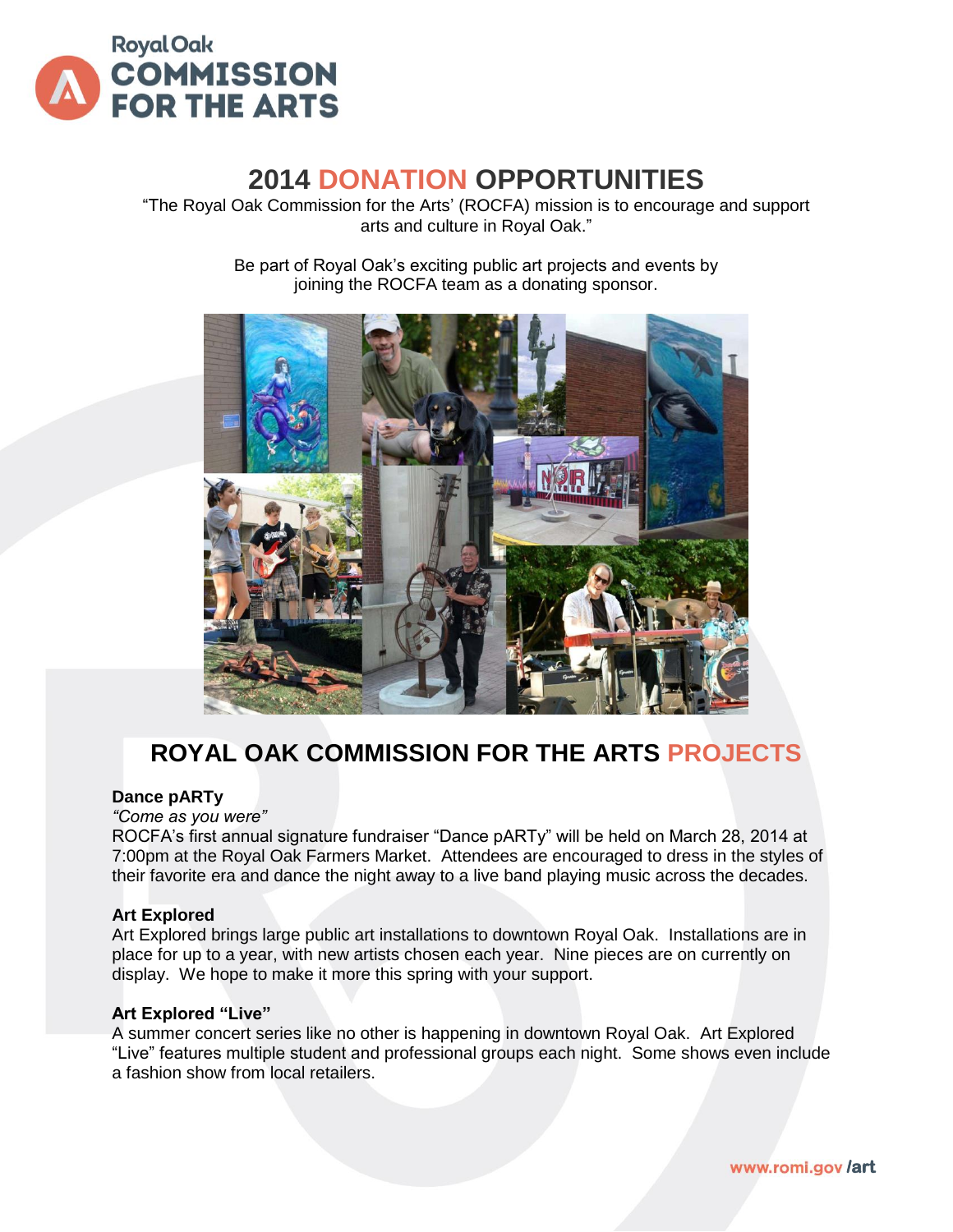Royal Oak
COMMISSION FOR THE ARTS

# 2014 DONATION OPPORTUNITIES

"The Royal Oak Commission for the Arts' (ROCFA) mission is to encourage and support arts and culture in Royal Oak."

Be part of Royal Oak's exciting public art projects and events by joining the ROCFA team as a donating sponsor.

## ROYAL OAK COMMISSION FOR THE ARTS PROJECTS

**Dance pARTy**

*"Come as you were"*

ROCFA's first annual signature fundraiser "Dance pARTy" will be held on March 28, 2014 at 7:00pm at the Royal Oak Farmers Market. Attendees are encouraged to dress in the styles of their favorite era and dance the night away to a live band playing music across the decades.

**Art Explored**

Art Explored brings large public art installations to downtown Royal Oak. Installations are in place for up to a year, with new artists chosen each year. Nine pieces are on currently on display. We hope to make it more this spring with your support.

**Art Explored "Live"**

A summer concert series like no other is happening in downtown Royal Oak. Art Explored "Live" features multiple student and professional groups each night. Some shows even include a fashion show from local retailers.

www.romi.gov/art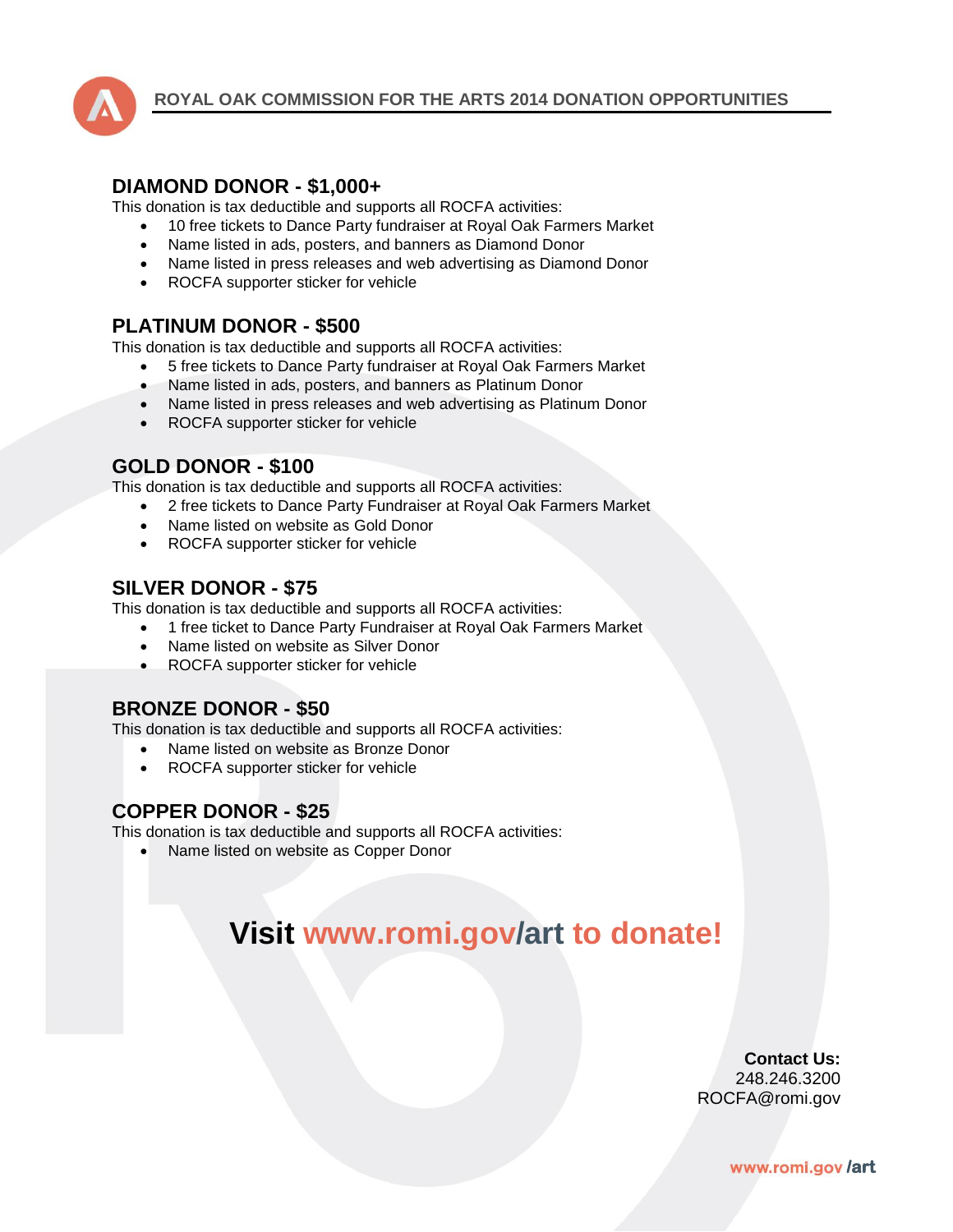# ROYAL OAK COMMISSION FOR THE ARTS 2014 DONATION OPPORTUNITIES

## DIAMOND DONOR - $1,000+

This donation is tax deductible and supports all ROCFA activities:

- 10 free tickets to Dance Party fundraiser at Royal Oak Farmers Market
- Name listed in ads, posters, and banners as Diamond Donor
- Name listed in press releases and web advertising as Diamond Donor
- ROCFA supporter sticker for vehicle

## PLATINUM DONOR - $500

This donation is tax deductible and supports all ROCFA activities:

- 5 free tickets to Dance Party fundraiser at Royal Oak Farmers Market
- Name listed in ads, posters, and banners as Platinum Donor
- Name listed in press releases and web advertising as Platinum Donor
- ROCFA supporter sticker for vehicle

## GOLD DONOR - $100

This donation is tax deductible and supports all ROCFA activities:

- 2 free tickets to Dance Party Fundraiser at Royal Oak Farmers Market
- Name listed on website as Gold Donor
- ROCFA supporter sticker for vehicle

## SILVER DONOR - $75

This donation is tax deductible and supports all ROCFA activities:

- 1 free ticket to Dance Party Fundraiser at Royal Oak Farmers Market
- Name listed on website as Silver Donor
- ROCFA supporter sticker for vehicle

## BRONZE DONOR - $50

This donation is tax deductible and supports all ROCFA activities:

- Name listed on website as Bronze Donor
- ROCFA supporter sticker for vehicle

## COPPER DONOR - $25

This donation is tax deductible and supports all ROCFA activities:

- Name listed on website as Copper Donor

## Visit www.romi.gov/art to donate!

**Contact Us:**
248.246.3200
ROCFA@romi.gov